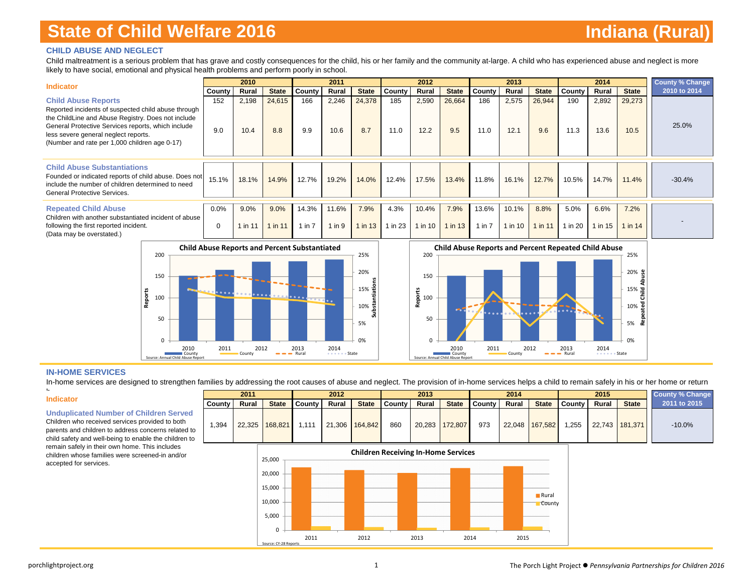# State of Child Welfare 2016 — Indiana (Rural)

## CHILD ABUSE AND NEGLECT

Child maltreatment is a serious problem that has grave and costly consequences for the child, his or her family and the community at-large. A child who has experienced abuse and neglect is more likely to have social, emotional and physical health problems and perform poorly in school.

| Indicator | 2010 | | | 2011 | | | 2012 | | | 2013 | | | 2014 | | | County % Change 2010 to 2014 |
|---|---|---|---|---|---|---|---|---|---|---|---|---|---|---|---|---|
| | County | Rural | State | County | Rural | State | County | Rural | State | County | Rural | State | County | Rural | State | |
| **Child Abuse Reports** Reported incidents of suspected child abuse through the ChildLine and Abuse Registry. Does not include General Protective Services reports, which include less severe general neglect reports. (Number and rate per 1,000 children age 0-17) | 152 | 2,198 | 24,615 | 166 | 2,246 | 24,378 | 185 | 2,590 | 26,664 | 186 | 2,575 | 26,944 | 190 | 2,892 | 29,273 | 25.0% |
| | 9.0 | 10.4 | 8.8 | 9.9 | 10.6 | 8.7 | 11.0 | 12.2 | 9.5 | 11.0 | 12.1 | 9.6 | 11.3 | 13.6 | 10.5 | |
| **Child Abuse Substantiations** Founded or indicated reports of child abuse. Does not include the number of children determined to need General Protective Services. | 15.1% | 18.1% | 14.9% | 12.7% | 19.2% | 14.0% | 12.4% | 17.5% | 13.4% | 11.8% | 16.1% | 12.7% | 10.5% | 14.7% | 11.4% | -30.4% |
| **Repeated Child Abuse** Children with another substantiated incident of abuse following the first reported incident. (Data may be overstated.) | 0.0% | 9.0% | 9.0% | 14.3% | 11.6% | 7.9% | 4.3% | 10.4% | 7.9% | 13.6% | 10.1% | 8.8% | 5.0% | 6.6% | 7.2% | - |
| | 0 | 1 in 11 | 1 in 11 | 1 in 7 | 1 in 9 | 1 in 13 | 1 in 23 | 1 in 10 | 1 in 13 | 1 in 7 | 1 in 10 | 1 in 11 | 1 in 20 | 1 in 15 | 1 in 14 | |

Child Abuse Reports and Percent Substantiated
Reports: 200, 150, 100, 50, 0
Substantiations: 25%, 20%, 15%, 10%, 5%, 0%
2010, 2011, 2012, 2013, 2014
County (bars), County, Rural, State
Source: Annual Child Abuse Report

Child Abuse Reports and Percent Repeated Child Abuse
Reports: 200, 150, 100, 50, 0
Repeated Child Abuse: 25%, 20%, 15%, 10%, 5%, 0%
2010, 2011, 2012, 2013, 2014
County (bars), County, Rural, State
Source: Annual Child Abuse Report

## IN-HOME SERVICES

In-home services are designed to strengthen families by addressing the root causes of abuse and neglect. The provision of in-home services helps a child to remain safely in his or her home or return h

| Indicator | 2011 | | | 2012 | | | 2013 | | | 2014 | | | 2015 | | | County % Change 2011 to 2015 |
|---|---|---|---|---|---|---|---|---|---|---|---|---|---|---|---|---|
| | County | Rural | State | County | Rural | State | County | Rural | State | County | Rural | State | County | Rural | State | |
| **Unduplicated Number of Children Served** Children who received services provided to both parents and children to address concerns related to child safety and well-being to enable the children to remain safely in their own home. This includes children whose families were screened-in and/or accepted for services. | 1,394 | 22,325 | 168,821 | 1,111 | 21,306 | 164,842 | 860 | 20,283 | 172,807 | 973 | 22,048 | 167,582 | 1,255 | 22,743 | 181,371 | -10.0% |

Children Receiving In-Home Services
25,000, 20,000, 15,000, 10,000, 5,000, 0
2011, 2012, 2013, 2014, 2015
Rural, County
Source: CY-28 Reports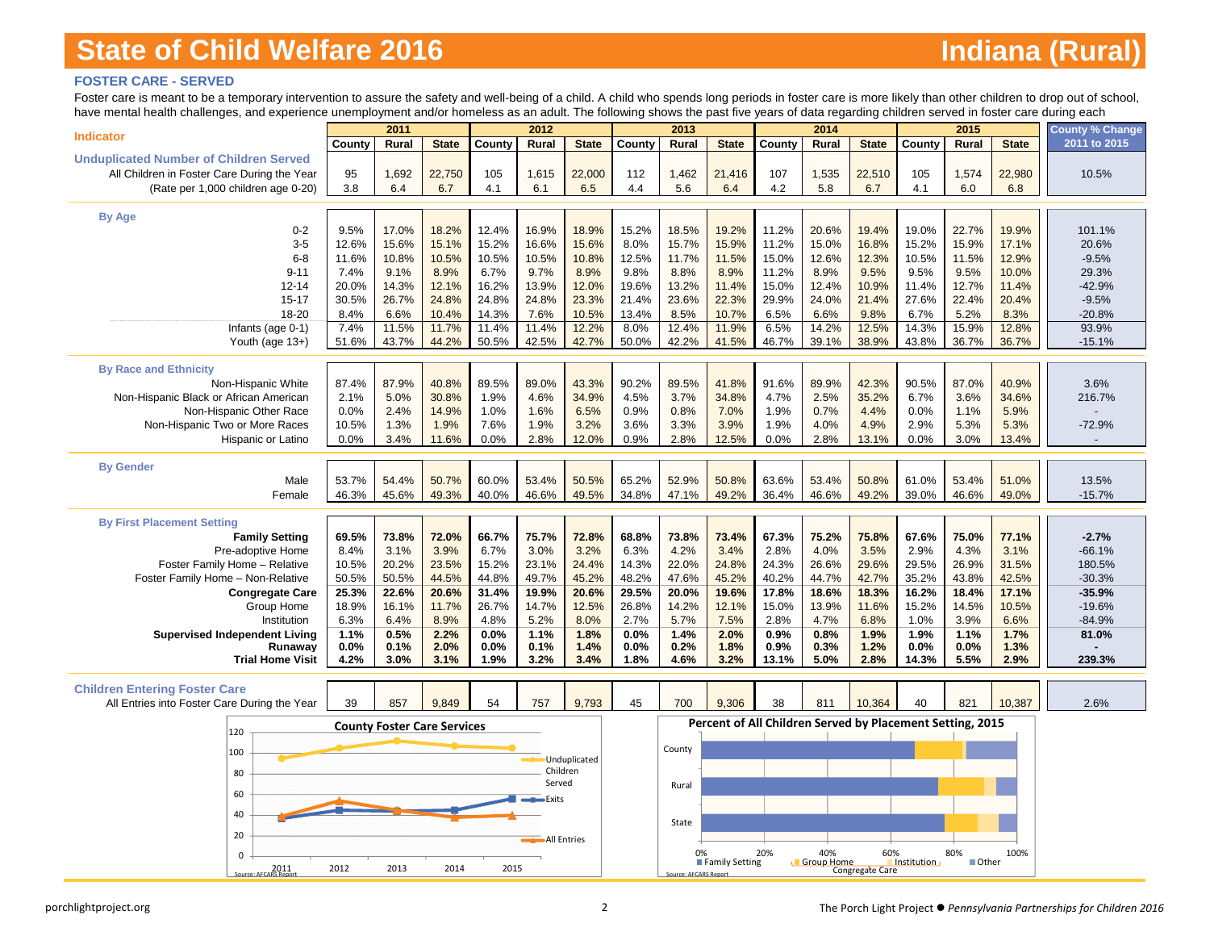# State of Child Welfare 2016 — Indiana (Rural)

## FOSTER CARE - SERVED

Foster care is meant to be a temporary intervention to assure the safety and well-being of a child. A child who spends long periods in foster care is more likely than other children to drop out of school, have mental health challenges, and experience unemployment and/or homeless as an adult. The following shows the past five years of data regarding children served in foster care during each

| Indicator | 2011 | | | 2012 | | | 2013 | | | 2014 | | | 2015 | | | County % Change 2011 to 2015 |
|---|---|---|---|---|---|---|---|---|---|---|---|---|---|---|---|---|
| | County | Rural | State | County | Rural | State | County | Rural | State | County | Rural | State | County | Rural | State | |
| **Unduplicated Number of Children Served** | | | | | | | | | | | | | | | | |
| All Children in Foster Care During the Year | 95 | 1,692 | 22,750 | 105 | 1,615 | 22,000 | 112 | 1,462 | 21,416 | 107 | 1,535 | 22,510 | 105 | 1,574 | 22,980 | 10.5% |
| (Rate per 1,000 children age 0-20) | 3.8 | 6.4 | 6.7 | 4.1 | 6.1 | 6.5 | 4.4 | 5.6 | 6.4 | 4.2 | 5.8 | 6.7 | 4.1 | 6.0 | 6.8 | |
| **By Age** | | | | | | | | | | | | | | | | |
| 0-2 | 9.5% | 17.0% | 18.2% | 12.4% | 16.9% | 18.9% | 15.2% | 18.5% | 19.2% | 11.2% | 20.6% | 19.4% | 19.0% | 22.7% | 19.9% | 101.1% |
| 3-5 | 12.6% | 15.6% | 15.1% | 15.2% | 16.6% | 15.6% | 8.0% | 15.7% | 15.9% | 11.2% | 15.0% | 16.8% | 15.2% | 15.9% | 17.1% | 20.6% |
| 6-8 | 11.6% | 10.8% | 10.5% | 10.5% | 10.5% | 10.8% | 12.5% | 11.7% | 11.5% | 15.0% | 12.6% | 12.3% | 10.5% | 11.5% | 12.9% | -9.5% |
| 9-11 | 7.4% | 9.1% | 8.9% | 6.7% | 9.7% | 8.9% | 9.8% | 8.8% | 8.9% | 11.2% | 8.9% | 9.5% | 9.5% | 9.5% | 10.0% | 29.3% |
| 12-14 | 20.0% | 14.3% | 12.1% | 16.2% | 13.9% | 12.0% | 19.6% | 13.2% | 11.4% | 15.0% | 12.4% | 10.9% | 11.4% | 12.7% | 11.4% | -42.9% |
| 15-17 | 30.5% | 26.7% | 24.8% | 24.8% | 24.8% | 23.3% | 21.4% | 23.6% | 22.3% | 29.9% | 24.0% | 21.4% | 27.6% | 22.4% | 20.4% | -9.5% |
| 18-20 | 8.4% | 6.6% | 10.4% | 14.3% | 7.6% | 10.5% | 13.4% | 8.5% | 10.7% | 6.5% | 6.6% | 9.8% | 6.7% | 5.2% | 8.3% | -20.8% |
| Infants (age 0-1) | 7.4% | 11.5% | 11.7% | 11.4% | 11.4% | 12.2% | 8.0% | 12.4% | 11.9% | 6.5% | 14.2% | 12.5% | 14.3% | 15.9% | 12.8% | 93.9% |
| Youth (age 13+) | 51.6% | 43.7% | 44.2% | 50.5% | 42.5% | 42.7% | 50.0% | 42.2% | 41.5% | 46.7% | 39.1% | 38.9% | 43.8% | 36.7% | 36.7% | -15.1% |
| **By Race and Ethnicity** | | | | | | | | | | | | | | | | |
| Non-Hispanic White | 87.4% | 87.9% | 40.8% | 89.5% | 89.0% | 43.3% | 90.2% | 89.5% | 41.8% | 91.6% | 89.9% | 42.3% | 90.5% | 87.0% | 40.9% | 3.6% |
| Non-Hispanic Black or African American | 2.1% | 5.0% | 30.8% | 1.9% | 4.6% | 34.9% | 4.5% | 3.7% | 34.8% | 4.7% | 2.5% | 35.2% | 6.7% | 3.6% | 34.6% | 216.7% |
| Non-Hispanic Other Race | 0.0% | 2.4% | 14.9% | 1.0% | 1.6% | 6.5% | 0.9% | 0.8% | 7.0% | 1.9% | 0.7% | 4.4% | 0.0% | 1.1% | 5.9% | - |
| Non-Hispanic Two or More Races | 10.5% | 1.3% | 1.9% | 7.6% | 1.9% | 3.2% | 3.6% | 3.3% | 3.9% | 1.9% | 4.0% | 4.9% | 2.9% | 5.3% | 5.3% | -72.9% |
| Hispanic or Latino | 0.0% | 3.4% | 11.6% | 0.0% | 2.8% | 12.0% | 0.9% | 2.8% | 12.5% | 0.0% | 2.8% | 13.1% | 0.0% | 3.0% | 13.4% | - |
| **By Gender** | | | | | | | | | | | | | | | | |
| Male | 53.7% | 54.4% | 50.7% | 60.0% | 53.4% | 50.5% | 65.2% | 52.9% | 50.8% | 63.6% | 53.4% | 50.8% | 61.0% | 53.4% | 51.0% | 13.5% |
| Female | 46.3% | 45.6% | 49.3% | 40.0% | 46.6% | 49.5% | 34.8% | 47.1% | 49.2% | 36.4% | 46.6% | 49.2% | 39.0% | 46.6% | 49.0% | -15.7% |
| **By First Placement Setting** | | | | | | | | | | | | | | | | |
| **Family Setting** | **69.5%** | **73.8%** | **72.0%** | **66.7%** | **75.7%** | **72.8%** | **68.8%** | **73.8%** | **73.4%** | **67.3%** | **75.2%** | **75.8%** | **67.6%** | **75.0%** | **77.1%** | **-2.7%** |
| Pre-adoptive Home | 8.4% | 3.1% | 3.9% | 6.7% | 3.0% | 3.2% | 6.3% | 4.2% | 3.4% | 2.8% | 4.0% | 3.5% | 2.9% | 4.3% | 3.1% | -66.1% |
| Foster Family Home – Relative | 10.5% | 20.2% | 23.5% | 15.2% | 23.1% | 24.4% | 14.3% | 22.0% | 24.8% | 24.3% | 26.6% | 29.6% | 29.5% | 26.9% | 31.5% | 180.5% |
| Foster Family Home – Non-Relative | 50.5% | 50.5% | 44.5% | 44.8% | 49.7% | 45.2% | 48.2% | 47.6% | 45.2% | 40.2% | 44.7% | 42.7% | 35.2% | 43.8% | 42.5% | -30.3% |
| **Congregate Care** | **25.3%** | **22.6%** | **20.6%** | **31.4%** | **19.9%** | **20.6%** | **29.5%** | **20.0%** | **19.6%** | **17.8%** | **18.6%** | **18.3%** | **16.2%** | **18.4%** | **17.1%** | **-35.9%** |
| Group Home | 18.9% | 16.1% | 11.7% | 26.7% | 14.7% | 12.5% | 26.8% | 14.2% | 12.1% | 15.0% | 13.9% | 11.6% | 15.2% | 14.5% | 10.5% | -19.6% |
| Institution | 6.3% | 6.4% | 8.9% | 4.8% | 5.2% | 8.0% | 2.7% | 5.7% | 7.5% | 2.8% | 4.7% | 6.8% | 1.0% | 3.9% | 6.6% | -84.9% |
| **Supervised Independent Living** | **1.1%** | **0.5%** | **2.2%** | **0.0%** | **1.1%** | **1.8%** | **0.0%** | **1.4%** | **2.0%** | **0.9%** | **0.8%** | **1.9%** | **1.9%** | **1.1%** | **1.7%** | **81.0%** |
| **Runaway** | **0.0%** | **0.1%** | **2.0%** | **0.0%** | **0.1%** | **1.4%** | **0.0%** | **0.2%** | **1.8%** | **0.9%** | **0.3%** | **1.2%** | **0.0%** | **0.0%** | **1.3%** | **-** |
| **Trial Home Visit** | **4.2%** | **3.0%** | **3.1%** | **1.9%** | **3.2%** | **3.4%** | **1.8%** | **4.6%** | **3.2%** | **13.1%** | **5.0%** | **2.8%** | **14.3%** | **5.5%** | **2.9%** | **239.3%** |
| **Children Entering Foster Care** | | | | | | | | | | | | | | | | |
| All Entries into Foster Care During the Year | 39 | 857 | 9,849 | 54 | 757 | 9,793 | 45 | 700 | 9,306 | 38 | 811 | 10,364 | 40 | 821 | 10,387 | 2.6% |

**County Foster Care Services**

120
100
80
60
40
20
0
2011
2012
2013
2014
2015
Unduplicated Children Served
Exits
All Entries
Source: AFCARS Report

**Percent of All Children Served by Placement Setting, 2015**

County
Rural
State
0%
20%
40%
60%
80%
100%
Family Setting
Group Home
Institution
Other
Congregate Care
Source: AFCARS Report

porchlightproject.org

The Porch Light Project ● *Pennsylvania Partnerships for Children 2016*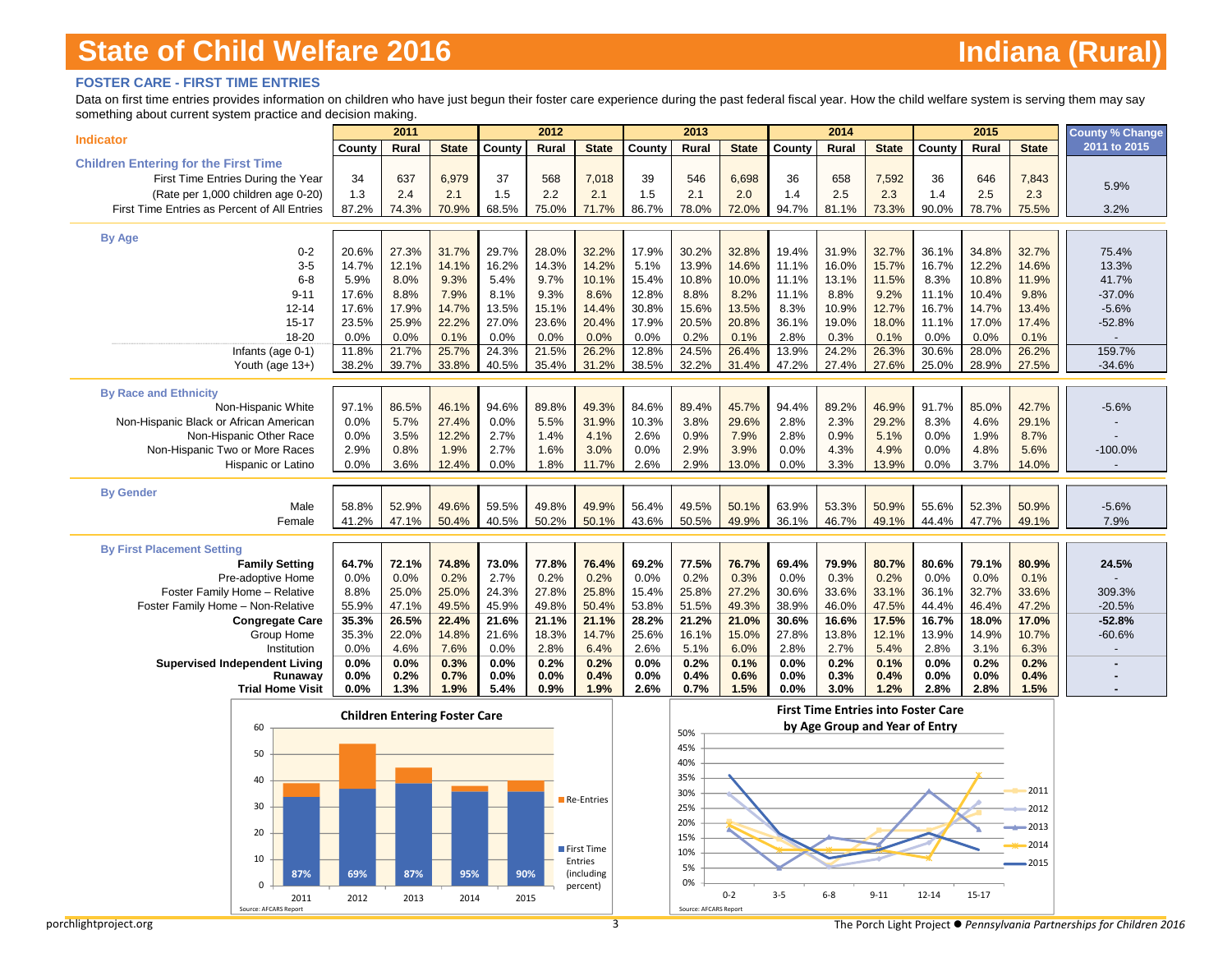# State of Child Welfare 2016 — Indiana (Rural)

## FOSTER CARE - FIRST TIME ENTRIES

Data on first time entries provides information on children who have just begun their foster care experience during the past federal fiscal year. How the child welfare system is serving them may say something about current system practice and decision making.

| Indicator | 2011 | | | 2012 | | | 2013 | | | 2014 | | | 2015 | | | County % Change 2011 to 2015 |
|---|---|---|---|---|---|---|---|---|---|---|---|---|---|---|---|---|
| | County | Rural | State | County | Rural | State | County | Rural | State | County | Rural | State | County | Rural | State | |
| **Children Entering for the First Time** | | | | | | | | | | | | | | | | |
| First Time Entries During the Year | 34 | 637 | 6,979 | 37 | 568 | 7,018 | 39 | 546 | 6,698 | 36 | 658 | 7,592 | 36 | 646 | 7,843 | 5.9% |
| (Rate per 1,000 children age 0-20) | 1.3 | 2.4 | 2.1 | 1.5 | 2.2 | 2.1 | 1.5 | 2.1 | 2.0 | 1.4 | 2.5 | 2.3 | 1.4 | 2.5 | 2.3 | |
| First Time Entries as Percent of All Entries | 87.2% | 74.3% | 70.9% | 68.5% | 75.0% | 71.7% | 86.7% | 78.0% | 72.0% | 94.7% | 81.1% | 73.3% | 90.0% | 78.7% | 75.5% | 3.2% |
| **By Age** | | | | | | | | | | | | | | | | |
| 0-2 | 20.6% | 27.3% | 31.7% | 29.7% | 28.0% | 32.2% | 17.9% | 30.2% | 32.8% | 19.4% | 31.9% | 32.7% | 36.1% | 34.8% | 32.7% | 75.4% |
| 3-5 | 14.7% | 12.1% | 14.1% | 16.2% | 14.3% | 14.2% | 5.1% | 13.9% | 14.6% | 11.1% | 16.0% | 15.7% | 16.7% | 12.2% | 14.6% | 13.3% |
| 6-8 | 5.9% | 8.0% | 9.3% | 5.4% | 9.7% | 10.1% | 15.4% | 10.8% | 10.0% | 11.1% | 13.1% | 11.5% | 8.3% | 10.8% | 11.9% | 41.7% |
| 9-11 | 17.6% | 8.8% | 7.9% | 8.1% | 9.3% | 8.6% | 12.8% | 8.8% | 8.2% | 11.1% | 8.8% | 9.2% | 11.1% | 10.4% | 9.8% | -37.0% |
| 12-14 | 17.6% | 17.9% | 14.7% | 13.5% | 15.1% | 14.4% | 30.8% | 15.6% | 13.5% | 8.3% | 10.9% | 12.7% | 16.7% | 14.7% | 13.4% | -5.6% |
| 15-17 | 23.5% | 25.9% | 22.2% | 27.0% | 23.6% | 20.4% | 17.9% | 20.5% | 20.8% | 36.1% | 19.0% | 18.0% | 11.1% | 17.0% | 17.4% | -52.8% |
| 18-20 | 0.0% | 0.0% | 0.1% | 0.0% | 0.0% | 0.0% | 0.0% | 0.2% | 0.1% | 2.8% | 0.3% | 0.1% | 0.0% | 0.0% | 0.1% | - |
| Infants (age 0-1) | 11.8% | 21.7% | 25.7% | 24.3% | 21.5% | 26.2% | 12.8% | 24.5% | 26.4% | 13.9% | 24.2% | 26.3% | 30.6% | 28.0% | 26.2% | 159.7% |
| Youth (age 13+) | 38.2% | 39.7% | 33.8% | 40.5% | 35.4% | 31.2% | 38.5% | 32.2% | 31.4% | 47.2% | 27.4% | 27.6% | 25.0% | 28.9% | 27.5% | -34.6% |
| **By Race and Ethnicity** | | | | | | | | | | | | | | | | |
| Non-Hispanic White | 97.1% | 86.5% | 46.1% | 94.6% | 89.8% | 49.3% | 84.6% | 89.4% | 45.7% | 94.4% | 89.2% | 46.9% | 91.7% | 85.0% | 42.7% | -5.6% |
| Non-Hispanic Black or African American | 0.0% | 5.7% | 27.4% | 0.0% | 5.5% | 31.9% | 10.3% | 3.8% | 29.6% | 2.8% | 2.3% | 29.2% | 8.3% | 4.6% | 29.1% | - |
| Non-Hispanic Other Race | 0.0% | 3.5% | 12.2% | 2.7% | 1.4% | 4.1% | 2.6% | 0.9% | 7.9% | 2.8% | 0.9% | 5.1% | 0.0% | 1.9% | 8.7% | - |
| Non-Hispanic Two or More Races | 2.9% | 0.8% | 1.9% | 2.7% | 1.6% | 3.0% | 0.0% | 2.9% | 3.9% | 0.0% | 4.3% | 4.9% | 0.0% | 4.8% | 5.6% | -100.0% |
| Hispanic or Latino | 0.0% | 3.6% | 12.4% | 0.0% | 1.8% | 11.7% | 2.6% | 2.9% | 13.0% | 0.0% | 3.3% | 13.9% | 0.0% | 3.7% | 14.0% | - |
| **By Gender** | | | | | | | | | | | | | | | | |
| Male | 58.8% | 52.9% | 49.6% | 59.5% | 49.8% | 49.9% | 56.4% | 49.5% | 50.1% | 63.9% | 53.3% | 50.9% | 55.6% | 52.3% | 50.9% | -5.6% |
| Female | 41.2% | 47.1% | 50.4% | 40.5% | 50.2% | 50.1% | 43.6% | 50.5% | 49.9% | 36.1% | 46.7% | 49.1% | 44.4% | 47.7% | 49.1% | 7.9% |
| **By First Placement Setting** | | | | | | | | | | | | | | | | |
| **Family Setting** | **64.7%** | **72.1%** | **74.8%** | **73.0%** | **77.8%** | **76.4%** | **69.2%** | **77.5%** | **76.7%** | **69.4%** | **79.9%** | **80.7%** | **80.6%** | **79.1%** | **80.9%** | **24.5%** |
| Pre-adoptive Home | 0.0% | 0.0% | 0.2% | 2.7% | 0.2% | 0.2% | 0.0% | 0.2% | 0.3% | 0.0% | 0.3% | 0.2% | 0.0% | 0.0% | 0.1% | - |
| Foster Family Home – Relative | 8.8% | 25.0% | 25.0% | 24.3% | 27.8% | 25.8% | 15.4% | 25.8% | 27.2% | 30.6% | 33.6% | 33.1% | 36.1% | 32.7% | 33.6% | 309.3% |
| Foster Family Home – Non-Relative | 55.9% | 47.1% | 49.5% | 45.9% | 49.8% | 50.4% | 53.8% | 51.5% | 49.3% | 38.9% | 46.0% | 47.5% | 44.4% | 46.4% | 47.2% | -20.5% |
| **Congregate Care** | **35.3%** | **26.5%** | **22.4%** | **21.6%** | **21.1%** | **21.1%** | **28.2%** | **21.2%** | **21.0%** | **30.6%** | **16.6%** | **17.5%** | **16.7%** | **18.0%** | **17.0%** | **-52.8%** |
| Group Home | 35.3% | 22.0% | 14.8% | 21.6% | 18.3% | 14.7% | 25.6% | 16.1% | 15.0% | 27.8% | 13.8% | 12.1% | 13.9% | 14.9% | 10.7% | -60.6% |
| Institution | 0.0% | 4.6% | 7.6% | 0.0% | 2.8% | 6.4% | 2.6% | 5.1% | 6.0% | 2.8% | 2.7% | 5.4% | 2.8% | 3.1% | 6.3% | - |
| **Supervised Independent Living** | **0.0%** | **0.0%** | **0.3%** | **0.0%** | **0.2%** | **0.2%** | **0.0%** | **0.2%** | **0.1%** | **0.0%** | **0.2%** | **0.1%** | **0.0%** | **0.2%** | **0.2%** | **-** |
| **Runaway** | **0.0%** | **0.2%** | **0.7%** | **0.0%** | **0.0%** | **0.4%** | **0.0%** | **0.4%** | **0.6%** | **0.0%** | **0.3%** | **0.4%** | **0.0%** | **0.0%** | **0.4%** | **-** |
| **Trial Home Visit** | **0.0%** | **1.3%** | **1.9%** | **5.4%** | **0.9%** | **1.9%** | **2.6%** | **0.7%** | **1.5%** | **0.0%** | **3.0%** | **1.2%** | **2.8%** | **2.8%** | **1.5%** | **-** |

**Children Entering Foster Care**

60, 50, 40, 30, 20, 10, 0

87%, 69%, 87%, 95%, 90%

2011, 2012, 2013, 2014, 2015

Re-Entries

First Time Entries (including percent)

Source: AFCARS Report

**First Time Entries into Foster Care by Age Group and Year of Entry**

50%, 45%, 40%, 35%, 30%, 25%, 20%, 15%, 10%, 5%, 0%

0-2, 3-5, 6-8, 9-11, 12-14, 15-17

2011, 2012, 2013, 2014, 2015

Source: AFCARS Report

porchlightproject.org

The Porch Light Project ● *Pennsylvania Partnerships for Children 2016*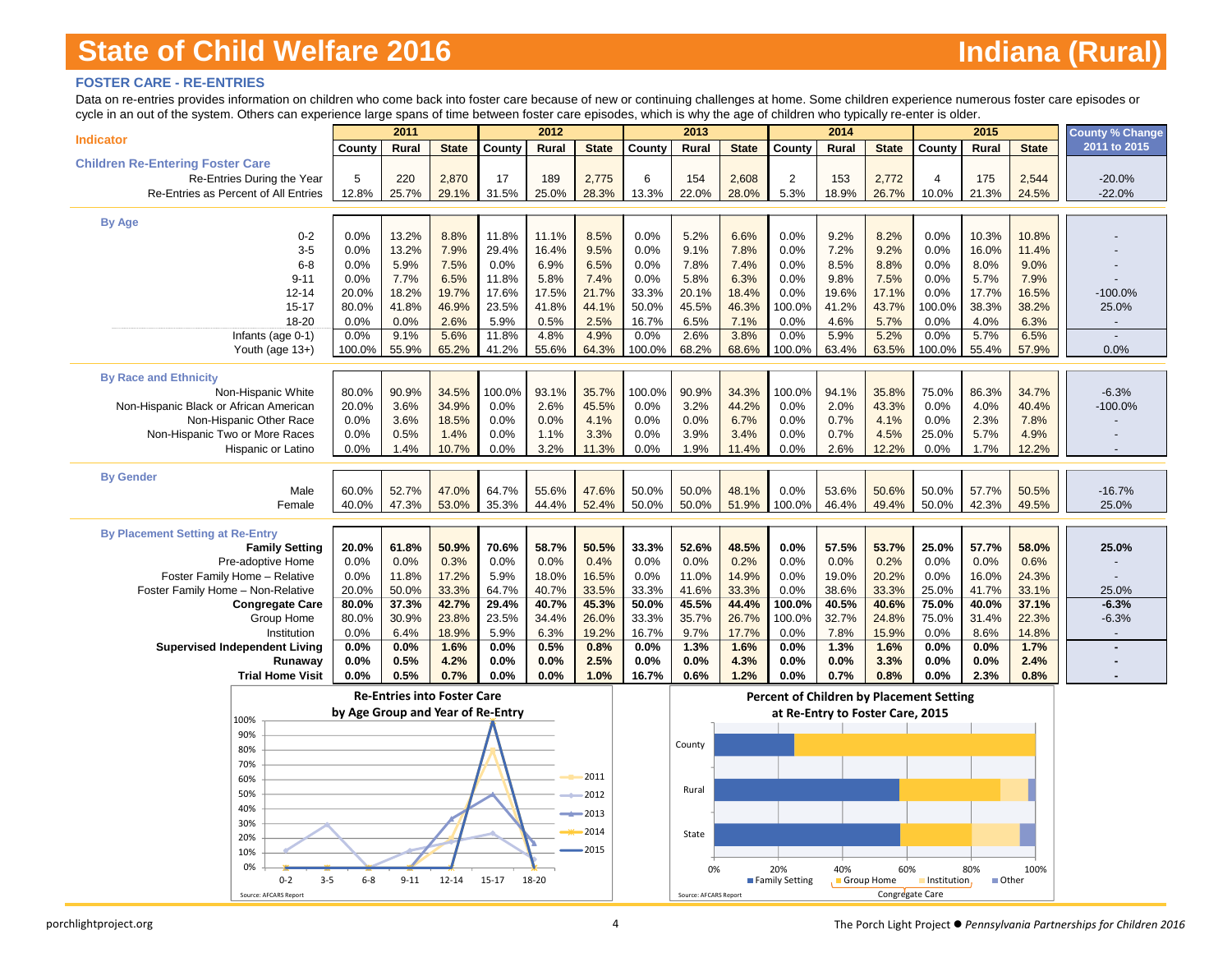# State of Child Welfare 2016

# Indiana (Rural)

### FOSTER CARE - RE-ENTRIES

Data on re-entries provides information on children who come back into foster care because of new or continuing challenges at home. Some children experience numerous foster care episodes or cycle in an out of the system. Others can experience large spans of time between foster care episodes, which is why the age of children who typically re-enter is older.

| Indicator | 2011 | | | 2012 | | | 2013 | | | 2014 | | | 2015 | | | County % Change 2011 to 2015 |
|---|---|---|---|---|---|---|---|---|---|---|---|---|---|---|---|---|
| | County | Rural | State | County | Rural | State | County | Rural | State | County | Rural | State | County | Rural | State | |
| **Children Re-Entering Foster Care** | | | | | | | | | | | | | | | | |
| Re-Entries During the Year | 5 | 220 | 2,870 | 17 | 189 | 2,775 | 6 | 154 | 2,608 | 2 | 153 | 2,772 | 4 | 175 | 2,544 | -20.0% |
| Re-Entries as Percent of All Entries | 12.8% | 25.7% | 29.1% | 31.5% | 25.0% | 28.3% | 13.3% | 22.0% | 28.0% | 5.3% | 18.9% | 26.7% | 10.0% | 21.3% | 24.5% | -22.0% |
| **By Age** | | | | | | | | | | | | | | | | |
| 0-2 | 0.0% | 13.2% | 8.8% | 11.8% | 11.1% | 8.5% | 0.0% | 5.2% | 6.6% | 0.0% | 9.2% | 8.2% | 0.0% | 10.3% | 10.8% | - |
| 3-5 | 0.0% | 13.2% | 7.9% | 29.4% | 16.4% | 9.5% | 0.0% | 9.1% | 7.8% | 0.0% | 7.2% | 9.2% | 0.0% | 16.0% | 11.4% | - |
| 6-8 | 0.0% | 5.9% | 7.5% | 0.0% | 6.9% | 6.5% | 0.0% | 7.8% | 7.4% | 0.0% | 8.5% | 8.8% | 0.0% | 8.0% | 9.0% | - |
| 9-11 | 0.0% | 7.7% | 6.5% | 11.8% | 5.8% | 7.4% | 0.0% | 5.8% | 6.3% | 0.0% | 9.8% | 7.5% | 0.0% | 5.7% | 7.9% | - |
| 12-14 | 20.0% | 18.2% | 19.7% | 17.6% | 17.5% | 21.7% | 33.3% | 20.1% | 18.4% | 0.0% | 19.6% | 17.1% | 0.0% | 17.7% | 16.5% | -100.0% |
| 15-17 | 80.0% | 41.8% | 46.9% | 23.5% | 41.8% | 44.1% | 50.0% | 45.5% | 46.3% | 100.0% | 41.2% | 43.7% | 100.0% | 38.3% | 38.2% | 25.0% |
| 18-20 | 0.0% | 0.0% | 2.6% | 5.9% | 0.5% | 2.5% | 16.7% | 6.5% | 7.1% | 0.0% | 4.6% | 5.7% | 0.0% | 4.0% | 6.3% | - |
| Infants (age 0-1) | 0.0% | 9.1% | 5.6% | 11.8% | 4.8% | 4.9% | 0.0% | 2.6% | 3.8% | 0.0% | 5.9% | 5.2% | 0.0% | 5.7% | 6.5% | - |
| Youth (age 13+) | 100.0% | 55.9% | 65.2% | 41.2% | 55.6% | 64.3% | 100.0% | 68.2% | 68.6% | 100.0% | 63.4% | 63.5% | 100.0% | 55.4% | 57.9% | 0.0% |
| **By Race and Ethnicity** | | | | | | | | | | | | | | | | |
| Non-Hispanic White | 80.0% | 90.9% | 34.5% | 100.0% | 93.1% | 35.7% | 100.0% | 90.9% | 34.3% | 100.0% | 94.1% | 35.8% | 75.0% | 86.3% | 34.7% | -6.3% |
| Non-Hispanic Black or African American | 20.0% | 3.6% | 34.9% | 0.0% | 2.6% | 45.5% | 0.0% | 3.2% | 44.2% | 0.0% | 2.0% | 43.3% | 0.0% | 4.0% | 40.4% | -100.0% |
| Non-Hispanic Other Race | 0.0% | 3.6% | 18.5% | 0.0% | 0.0% | 4.1% | 0.0% | 0.0% | 6.7% | 0.0% | 0.7% | 4.1% | 0.0% | 2.3% | 7.8% | - |
| Non-Hispanic Two or More Races | 0.0% | 0.5% | 1.4% | 0.0% | 1.1% | 3.3% | 0.0% | 3.9% | 3.4% | 0.0% | 0.7% | 4.5% | 25.0% | 5.7% | 4.9% | - |
| Hispanic or Latino | 0.0% | 1.4% | 10.7% | 0.0% | 3.2% | 11.3% | 0.0% | 1.9% | 11.4% | 0.0% | 2.6% | 12.2% | 0.0% | 1.7% | 12.2% | - |
| **By Gender** | | | | | | | | | | | | | | | | |
| Male | 60.0% | 52.7% | 47.0% | 64.7% | 55.6% | 47.6% | 50.0% | 50.0% | 48.1% | 0.0% | 53.6% | 50.6% | 50.0% | 57.7% | 50.5% | -16.7% |
| Female | 40.0% | 47.3% | 53.0% | 35.3% | 44.4% | 52.4% | 50.0% | 50.0% | 51.9% | 100.0% | 46.4% | 49.4% | 50.0% | 42.3% | 49.5% | 25.0% |
| **By Placement Setting at Re-Entry** | | | | | | | | | | | | | | | | |
| **Family Setting** | **20.0%** | **61.8%** | **50.9%** | **70.6%** | **58.7%** | **50.5%** | **33.3%** | **52.6%** | **48.5%** | **0.0%** | **57.5%** | **53.7%** | **25.0%** | **57.7%** | **58.0%** | **25.0%** |
| Pre-adoptive Home | 0.0% | 0.0% | 0.3% | 0.0% | 0.0% | 0.4% | 0.0% | 0.0% | 0.2% | 0.0% | 0.0% | 0.2% | 0.0% | 0.0% | 0.6% | - |
| Foster Family Home – Relative | 0.0% | 11.8% | 17.2% | 5.9% | 18.0% | 16.5% | 0.0% | 11.0% | 14.9% | 0.0% | 19.0% | 20.2% | 0.0% | 16.0% | 24.3% | - |
| Foster Family Home – Non-Relative | 20.0% | 50.0% | 33.3% | 64.7% | 40.7% | 33.5% | 33.3% | 41.6% | 33.3% | 0.0% | 38.6% | 33.3% | 25.0% | 41.7% | 33.1% | 25.0% |
| **Congregate Care** | **80.0%** | **37.3%** | **42.7%** | **29.4%** | **40.7%** | **45.3%** | **50.0%** | **45.5%** | **44.4%** | **100.0%** | **40.5%** | **40.6%** | **75.0%** | **40.0%** | **37.1%** | **-6.3%** |
| Group Home | 80.0% | 30.9% | 23.8% | 23.5% | 34.4% | 26.0% | 33.3% | 35.7% | 26.7% | 100.0% | 32.7% | 24.8% | 75.0% | 31.4% | 22.3% | -6.3% |
| Institution | 0.0% | 6.4% | 18.9% | 5.9% | 6.3% | 19.2% | 16.7% | 9.7% | 17.7% | 0.0% | 7.8% | 15.9% | 0.0% | 8.6% | 14.8% | - |
| **Supervised Independent Living** | **0.0%** | **0.0%** | **1.6%** | **0.0%** | **0.5%** | **0.8%** | **0.0%** | **1.3%** | **1.6%** | **0.0%** | **1.3%** | **1.6%** | **0.0%** | **0.0%** | **1.7%** | **-** |
| **Runaway** | **0.0%** | **0.5%** | **4.2%** | **0.0%** | **0.0%** | **2.5%** | **0.0%** | **0.0%** | **4.3%** | **0.0%** | **0.0%** | **3.3%** | **0.0%** | **0.0%** | **2.4%** | **-** |
| **Trial Home Visit** | **0.0%** | **0.5%** | **0.7%** | **0.0%** | **0.0%** | **1.0%** | **16.7%** | **0.6%** | **1.2%** | **0.0%** | **0.7%** | **0.8%** | **0.0%** | **2.3%** | **0.8%** | **-** |

**Re-Entries into Foster Care by Age Group and Year of Re-Entry**

100%
90%
80%
70%
60%
50%
40%
30%
20%
10%
0%

0-2 3-5 6-8 9-11 12-14 15-17 18-20

2011
2012
2013
2014
2015

Source: AFCARS Report

**Percent of Children by Placement Setting at Re-Entry to Foster Care, 2015**

County
Rural
State

0% 20% 40% 60% 80% 100%

Family Setting, Group Home, Institution, Other
Congregate Care

Source: AFCARS Report

porchlightproject.org

The Porch Light Project ● *Pennsylvania Partnerships for Children 2016*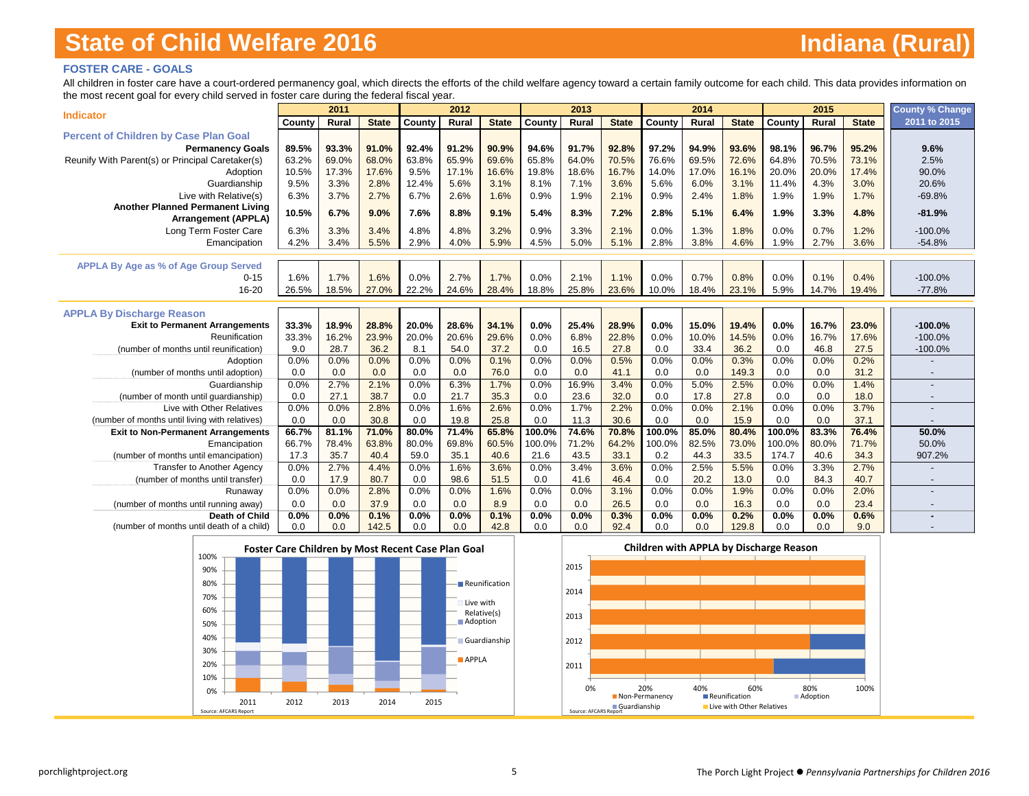# State of Child Welfare 2016

# Indiana (Rural)

## FOSTER CARE - GOALS

All children in foster care have a court-ordered permanency goal, which directs the efforts of the child welfare agency toward a certain family outcome for each child. This data provides information on the most recent goal for every child served in foster care during the federal fiscal year.

| Indicator | 2011 | | | 2012 | | | 2013 | | | 2014 | | | 2015 | | | County % Change 2011 to 2015 |
|---|---|---|---|---|---|---|---|---|---|---|---|---|---|---|---|---|
| | County | Rural | State | County | Rural | State | County | Rural | State | County | Rural | State | County | Rural | State | |
| **Percent of Children by Case Plan Goal** | | | | | | | | | | | | | | | | |
| **Permanency Goals** | **89.5%** | **93.3%** | **91.0%** | **92.4%** | **91.2%** | **90.9%** | **94.6%** | **91.7%** | **92.8%** | **97.2%** | **94.9%** | **93.6%** | **98.1%** | **96.7%** | **95.2%** | **9.6%** |
| Reunify With Parent(s) or Principal Caretaker(s) | 63.2% | 69.0% | 68.0% | 63.8% | 65.9% | 69.6% | 65.8% | 64.0% | 70.5% | 76.6% | 69.5% | 72.6% | 64.8% | 70.5% | 73.1% | 2.5% |
| Adoption | 10.5% | 17.3% | 17.6% | 9.5% | 17.1% | 16.6% | 19.8% | 18.6% | 16.7% | 14.0% | 17.0% | 16.1% | 20.0% | 20.0% | 17.4% | 90.0% |
| Guardianship | 9.5% | 3.3% | 2.8% | 12.4% | 5.6% | 3.1% | 8.1% | 7.1% | 3.6% | 5.6% | 6.0% | 3.1% | 11.4% | 4.3% | 3.0% | 20.6% |
| Live with Relative(s) | 6.3% | 3.7% | 2.7% | 6.7% | 2.6% | 1.6% | 0.9% | 1.9% | 2.1% | 0.9% | 2.4% | 1.8% | 1.9% | 1.9% | 1.7% | -69.8% |
| **Another Planned Permanent Living Arrangement (APPLA)** | **10.5%** | **6.7%** | **9.0%** | **7.6%** | **8.8%** | **9.1%** | **5.4%** | **8.3%** | **7.2%** | **2.8%** | **5.1%** | **6.4%** | **1.9%** | **3.3%** | **4.8%** | **-81.9%** |
| Long Term Foster Care | 6.3% | 3.3% | 3.4% | 4.8% | 4.8% | 3.2% | 0.9% | 3.3% | 2.1% | 0.0% | 1.3% | 1.8% | 0.0% | 0.7% | 1.2% | -100.0% |
| Emancipation | 4.2% | 3.4% | 5.5% | 2.9% | 4.0% | 5.9% | 4.5% | 5.0% | 5.1% | 2.8% | 3.8% | 4.6% | 1.9% | 2.7% | 3.6% | -54.8% |
| **APPLA By Age as % of Age Group Served** | | | | | | | | | | | | | | | | |
| 0-15 | 1.6% | 1.7% | 1.6% | 0.0% | 2.7% | 1.7% | 0.0% | 2.1% | 1.1% | 0.0% | 0.7% | 0.8% | 0.0% | 0.1% | 0.4% | -100.0% |
| 16-20 | 26.5% | 18.5% | 27.0% | 22.2% | 24.6% | 28.4% | 18.8% | 25.8% | 23.6% | 10.0% | 18.4% | 23.1% | 5.9% | 14.7% | 19.4% | -77.8% |
| **APPLA By Discharge Reason** | | | | | | | | | | | | | | | | |
| **Exit to Permanent Arrangements** | **33.3%** | **18.9%** | **28.8%** | **20.0%** | **28.6%** | **34.1%** | **0.0%** | **25.4%** | **28.9%** | **0.0%** | **15.0%** | **19.4%** | **0.0%** | **16.7%** | **23.0%** | **-100.0%** |
| Reunification | 33.3% | 16.2% | 23.9% | 20.0% | 20.6% | 29.6% | 0.0% | 6.8% | 22.8% | 0.0% | 10.0% | 14.5% | 0.0% | 16.7% | 17.6% | -100.0% |
| (number of months until reunification) | 9.0 | 28.7 | 36.2 | 8.1 | 54.0 | 37.2 | 0.0 | 16.5 | 27.8 | 0.0 | 33.4 | 36.2 | 0.0 | 46.8 | 27.5 | -100.0% |
| Adoption | 0.0% | 0.0% | 0.0% | 0.0% | 0.0% | 0.1% | 0.0% | 0.0% | 0.5% | 0.0% | 0.0% | 0.3% | 0.0% | 0.0% | 0.2% | - |
| (number of months until adoption) | 0.0 | 0.0 | 0.0 | 0.0 | 0.0 | 76.0 | 0.0 | 0.0 | 41.1 | 0.0 | 0.0 | 149.3 | 0.0 | 0.0 | 31.2 | - |
| Guardianship | 0.0% | 2.7% | 2.1% | 0.0% | 6.3% | 1.7% | 0.0% | 16.9% | 3.4% | 0.0% | 5.0% | 2.5% | 0.0% | 0.0% | 1.4% | - |
| (number of month until guardianship) | 0.0 | 27.1 | 38.7 | 0.0 | 21.7 | 35.3 | 0.0 | 23.6 | 32.0 | 0.0 | 17.8 | 27.8 | 0.0 | 0.0 | 18.0 | - |
| Live with Other Relatives | 0.0% | 0.0% | 2.8% | 0.0% | 1.6% | 2.6% | 0.0% | 1.7% | 2.2% | 0.0% | 0.0% | 2.1% | 0.0% | 0.0% | 3.7% | - |
| (number of months until living with relatives) | 0.0 | 0.0 | 30.8 | 0.0 | 19.8 | 25.8 | 0.0 | 11.3 | 30.6 | 0.0 | 0.0 | 15.9 | 0.0 | 0.0 | 37.1 | - |
| **Exit to Non-Permanent Arrangements** | **66.7%** | **81.1%** | **71.0%** | **80.0%** | **71.4%** | **65.8%** | **100.0%** | **74.6%** | **70.8%** | **100.0%** | **85.0%** | **80.4%** | **100.0%** | **83.3%** | **76.4%** | **50.0%** |
| Emancipation | 66.7% | 78.4% | 63.8% | 80.0% | 69.8% | 60.5% | 100.0% | 71.2% | 64.2% | 100.0% | 82.5% | 73.0% | 100.0% | 80.0% | 71.7% | 50.0% |
| (number of months until emancipation) | 17.3 | 35.7 | 40.4 | 59.0 | 35.1 | 40.6 | 21.6 | 43.5 | 33.1 | 0.2 | 44.3 | 33.5 | 174.7 | 40.6 | 34.3 | 907.2% |
| Transfer to Another Agency | 0.0% | 2.7% | 4.4% | 0.0% | 1.6% | 3.6% | 0.0% | 3.4% | 3.6% | 0.0% | 2.5% | 5.5% | 0.0% | 3.3% | 2.7% | - |
| (number of months until transfer) | 0.0 | 17.9 | 80.7 | 0.0 | 98.6 | 51.5 | 0.0 | 41.6 | 46.4 | 0.0 | 20.2 | 13.0 | 0.0 | 84.3 | 40.7 | - |
| Runaway | 0.0% | 0.0% | 2.8% | 0.0% | 0.0% | 1.6% | 0.0% | 0.0% | 3.1% | 0.0% | 0.0% | 1.9% | 0.0% | 0.0% | 2.0% | - |
| (number of months until running away) | 0.0 | 0.0 | 37.9 | 0.0 | 0.0 | 8.9 | 0.0 | 0.0 | 26.5 | 0.0 | 0.0 | 16.3 | 0.0 | 0.0 | 23.4 | - |
| **Death of Child** | **0.0%** | **0.0%** | **0.1%** | **0.0%** | **0.0%** | **0.1%** | **0.0%** | **0.0%** | **0.3%** | **0.0%** | **0.0%** | **0.2%** | **0.0%** | **0.0%** | **0.6%** | **-** |
| (number of months until death of a child) | 0.0 | 0.0 | 142.5 | 0.0 | 0.0 | 42.8 | 0.0 | 0.0 | 92.4 | 0.0 | 0.0 | 129.8 | 0.0 | 0.0 | 9.0 | - |

**Foster Care Children by Most Recent Case Plan Goal**

100%
90%
80%
70%
60%
50%
40%
30%
20%
10%
0%

2011 2012 2013 2014 2015

Reunification
Live with Relative(s)
Adoption
Guardianship
APPLA

Source: AFCARS Report

**Children with APPLA by Discharge Reason**

2015
2014
2013
2012
2011

0% 20% 40% 60% 80% 100%

Non-Permanency
Reunification
Adoption
Guardianship
Live with Other Relatives

Source: AFCARS Report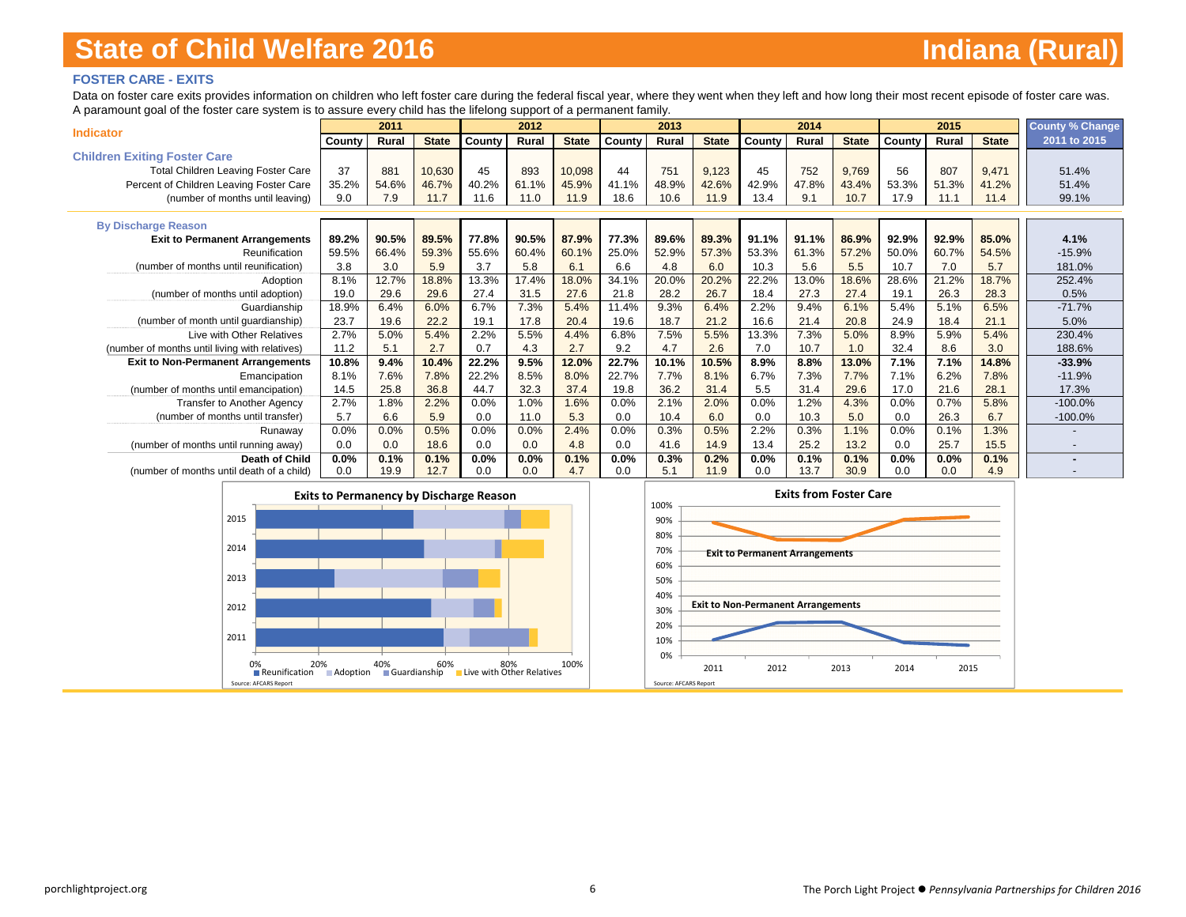# State of Child Welfare 2016

# Indiana (Rural)

## FOSTER CARE - EXITS

Data on foster care exits provides information on children who left foster care during the federal fiscal year, where they went when they left and how long their most recent episode of foster care was. A paramount goal of the foster care system is to assure every child has the lifelong support of a permanent family.

| Indicator | 2011 | | | 2012 | | | 2013 | | | 2014 | | | 2015 | | | County % Change |
|---|---|---|---|---|---|---|---|---|---|---|---|---|---|---|---|---|
| | County | Rural | State | County | Rural | State | County | Rural | State | County | Rural | State | County | Rural | State | 2011 to 2015 |
| **Children Exiting Foster Care** | | | | | | | | | | | | | | | | |
| Total Children Leaving Foster Care | 37 | 881 | 10,630 | 45 | 893 | 10,098 | 44 | 751 | 9,123 | 45 | 752 | 9,769 | 56 | 807 | 9,471 | 51.4% |
| Percent of Children Leaving Foster Care | 35.2% | 54.6% | 46.7% | 40.2% | 61.1% | 45.9% | 41.1% | 48.9% | 42.6% | 42.9% | 47.8% | 43.4% | 53.3% | 51.3% | 41.2% | 51.4% |
| (number of months until leaving) | 9.0 | 7.9 | 11.7 | 11.6 | 11.0 | 11.9 | 18.6 | 10.6 | 11.9 | 13.4 | 9.1 | 10.7 | 17.9 | 11.1 | 11.4 | 99.1% |
| **By Discharge Reason** | | | | | | | | | | | | | | | | |
| **Exit to Permanent Arrangements** | **89.2%** | **90.5%** | **89.5%** | **77.8%** | **90.5%** | **87.9%** | **77.3%** | **89.6%** | **89.3%** | **91.1%** | **91.1%** | **86.9%** | **92.9%** | **92.9%** | **85.0%** | **4.1%** |
| Reunification | 59.5% | 66.4% | 59.3% | 55.6% | 60.4% | 60.1% | 25.0% | 52.9% | 57.3% | 53.3% | 61.3% | 57.2% | 50.0% | 60.7% | 54.5% | -15.9% |
| (number of months until reunification) | 3.8 | 3.0 | 5.9 | 3.7 | 5.8 | 6.1 | 6.6 | 4.8 | 6.0 | 10.3 | 5.6 | 5.5 | 10.7 | 7.0 | 5.7 | 181.0% |
| Adoption | 8.1% | 12.7% | 18.8% | 13.3% | 17.4% | 18.0% | 34.1% | 20.0% | 20.2% | 22.2% | 13.0% | 18.6% | 28.6% | 21.2% | 18.7% | 252.4% |
| (number of months until adoption) | 19.0 | 29.6 | 29.6 | 27.4 | 31.5 | 27.6 | 21.8 | 28.2 | 26.7 | 18.4 | 27.3 | 27.4 | 19.1 | 26.3 | 28.3 | 0.5% |
| Guardianship | 18.9% | 6.4% | 6.0% | 6.7% | 7.3% | 5.4% | 11.4% | 9.3% | 6.4% | 2.2% | 9.4% | 6.1% | 5.4% | 5.1% | 6.5% | -71.7% |
| (number of month until guardianship) | 23.7 | 19.6 | 22.2 | 19.1 | 17.8 | 20.4 | 19.6 | 18.7 | 21.2 | 16.6 | 21.4 | 20.8 | 24.9 | 18.4 | 21.1 | 5.0% |
| Live with Other Relatives | 2.7% | 5.0% | 5.4% | 2.2% | 5.5% | 4.4% | 6.8% | 7.5% | 5.5% | 13.3% | 7.3% | 5.0% | 8.9% | 5.9% | 5.4% | 230.4% |
| (number of months until living with relatives) | 11.2 | 5.1 | 2.7 | 0.7 | 4.3 | 2.7 | 9.2 | 4.7 | 2.6 | 7.0 | 10.7 | 1.0 | 32.4 | 8.6 | 3.0 | 188.6% |
| **Exit to Non-Permanent Arrangements** | **10.8%** | **9.4%** | **10.4%** | **22.2%** | **9.5%** | **12.0%** | **22.7%** | **10.1%** | **10.5%** | **8.9%** | **8.8%** | **13.0%** | **7.1%** | **7.1%** | **14.8%** | **-33.9%** |
| Emancipation | 8.1% | 7.6% | 7.8% | 22.2% | 8.5% | 8.0% | 22.7% | 7.7% | 8.1% | 6.7% | 7.3% | 7.7% | 7.1% | 6.2% | 7.8% | -11.9% |
| (number of months until emancipation) | 14.5 | 25.8 | 36.8 | 44.7 | 32.3 | 37.4 | 19.8 | 36.2 | 31.4 | 5.5 | 31.4 | 29.6 | 17.0 | 21.6 | 28.1 | 17.3% |
| Transfer to Another Agency | 2.7% | 1.8% | 2.2% | 0.0% | 1.0% | 1.6% | 0.0% | 2.1% | 2.0% | 0.0% | 1.2% | 4.3% | 0.0% | 0.7% | 5.8% | -100.0% |
| (number of months until transfer) | 5.7 | 6.6 | 5.9 | 0.0 | 11.0 | 5.3 | 0.0 | 10.4 | 6.0 | 0.0 | 10.3 | 5.0 | 0.0 | 26.3 | 6.7 | -100.0% |
| Runaway | 0.0% | 0.0% | 0.5% | 0.0% | 0.0% | 2.4% | 0.0% | 0.3% | 0.5% | 2.2% | 0.3% | 1.1% | 0.0% | 0.1% | 1.3% | - |
| (number of months until running away) | 0.0 | 0.0 | 18.6 | 0.0 | 0.0 | 4.8 | 0.0 | 41.6 | 14.9 | 13.4 | 25.2 | 13.2 | 0.0 | 25.7 | 15.5 | - |
| **Death of Child** | **0.0%** | **0.1%** | **0.1%** | **0.0%** | **0.0%** | **0.1%** | **0.0%** | **0.3%** | **0.2%** | **0.0%** | **0.1%** | **0.1%** | **0.0%** | **0.0%** | **0.1%** | **-** |
| (number of months until death of a child) | 0.0 | 19.9 | 12.7 | 0.0 | 0.0 | 4.7 | 0.0 | 5.1 | 11.9 | 0.0 | 13.7 | 30.9 | 0.0 | 0.0 | 4.9 | - |

Exits to Permanency by Discharge Reason

2015
2014
2013
2012
2011

0% 20% 40% 60% 80% 100%

Reunification  Adoption  Guardianship  Live with Other Relatives

Source: AFCARS Report

Exits from Foster Care

100% 90% 80% 70% 60% 50% 40% 30% 20% 10% 0%

Exit to Permanent Arrangements

Exit to Non-Permanent Arrangements

2011 2012 2013 2014 2015

Source: AFCARS Report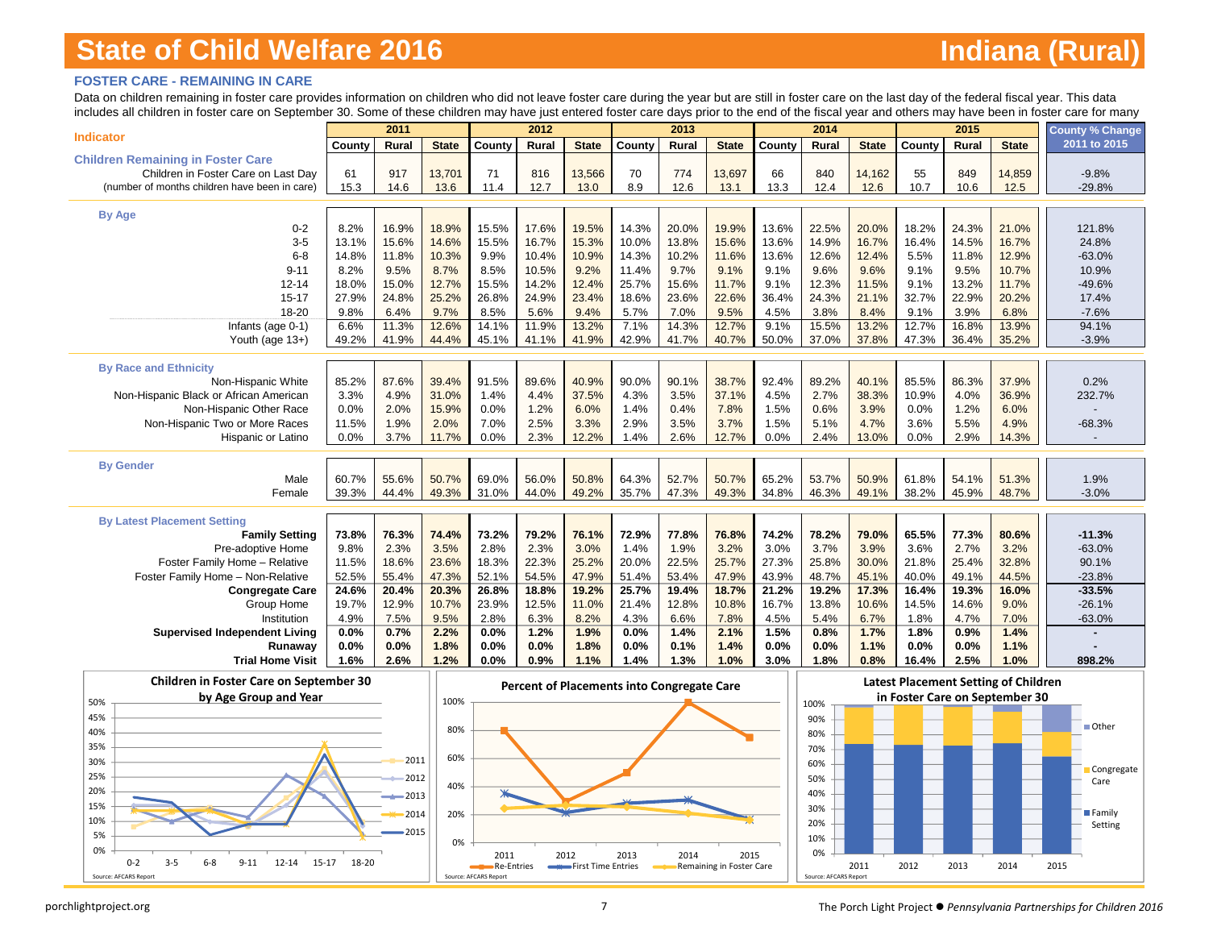# State of Child Welfare 2016

# Indiana (Rural)

### FOSTER CARE - REMAINING IN CARE

Data on children remaining in foster care provides information on children who did not leave foster care during the year but are still in foster care on the last day of the federal fiscal year. This data includes all children in foster care on September 30. Some of these children may have just entered foster care days prior to the end of the fiscal year and others may have been in foster care for many

| Indicator | 2011 | | | 2012 | | | 2013 | | | 2014 | | | 2015 | | | County % Change 2011 to 2015 |
|---|---|---|---|---|---|---|---|---|---|---|---|---|---|---|---|---|
| | County | Rural | State | County | Rural | State | County | Rural | State | County | Rural | State | County | Rural | State | |
| **Children Remaining in Foster Care** | | | | | | | | | | | | | | | | |
| Children in Foster Care on Last Day | 61 | 917 | 13,701 | 71 | 816 | 13,566 | 70 | 774 | 13,697 | 66 | 840 | 14,162 | 55 | 849 | 14,859 | -9.8% |
| (number of months children have been in care) | 15.3 | 14.6 | 13.6 | 11.4 | 12.7 | 13.0 | 8.9 | 12.6 | 13.1 | 13.3 | 12.4 | 12.6 | 10.7 | 10.6 | 12.5 | -29.8% |
| **By Age** | | | | | | | | | | | | | | | | |
| 0-2 | 8.2% | 16.9% | 18.9% | 15.5% | 17.6% | 19.5% | 14.3% | 20.0% | 19.9% | 13.6% | 22.5% | 20.0% | 18.2% | 24.3% | 21.0% | 121.8% |
| 3-5 | 13.1% | 15.6% | 14.6% | 15.5% | 16.7% | 15.3% | 10.0% | 13.8% | 15.6% | 13.6% | 14.9% | 16.7% | 16.4% | 14.5% | 16.7% | 24.8% |
| 6-8 | 14.8% | 11.8% | 10.3% | 9.9% | 10.4% | 10.9% | 14.3% | 10.2% | 11.6% | 13.6% | 12.6% | 12.4% | 5.5% | 11.8% | 12.9% | -63.0% |
| 9-11 | 8.2% | 9.5% | 8.7% | 8.5% | 10.5% | 9.2% | 11.4% | 9.7% | 9.1% | 9.1% | 9.6% | 9.6% | 9.1% | 9.5% | 10.7% | 10.9% |
| 12-14 | 18.0% | 15.0% | 12.7% | 15.5% | 14.2% | 12.4% | 25.7% | 15.6% | 11.7% | 9.1% | 12.3% | 11.5% | 9.1% | 13.2% | 11.7% | -49.6% |
| 15-17 | 27.9% | 24.8% | 25.2% | 26.8% | 24.9% | 23.4% | 18.6% | 23.6% | 22.6% | 36.4% | 24.3% | 21.1% | 32.7% | 22.9% | 20.2% | 17.4% |
| 18-20 | 9.8% | 6.4% | 9.7% | 8.5% | 5.6% | 9.4% | 5.7% | 7.0% | 9.5% | 4.5% | 3.8% | 8.4% | 9.1% | 3.9% | 6.8% | -7.6% |
| Infants (age 0-1) | 6.6% | 11.3% | 12.6% | 14.1% | 11.9% | 13.2% | 7.1% | 14.3% | 12.7% | 9.1% | 15.5% | 13.2% | 12.7% | 16.8% | 13.9% | 94.1% |
| Youth (age 13+) | 49.2% | 41.9% | 44.4% | 45.1% | 41.1% | 41.9% | 42.9% | 41.7% | 40.7% | 50.0% | 37.0% | 37.8% | 47.3% | 36.4% | 35.2% | -3.9% |
| **By Race and Ethnicity** | | | | | | | | | | | | | | | | |
| Non-Hispanic White | 85.2% | 87.6% | 39.4% | 91.5% | 89.6% | 40.9% | 90.0% | 90.1% | 38.7% | 92.4% | 89.2% | 40.1% | 85.5% | 86.3% | 37.9% | 0.2% |
| Non-Hispanic Black or African American | 3.3% | 4.9% | 31.0% | 1.4% | 4.4% | 37.5% | 4.3% | 3.5% | 37.1% | 4.5% | 2.7% | 38.3% | 10.9% | 4.0% | 36.9% | 232.7% |
| Non-Hispanic Other Race | 0.0% | 2.0% | 15.9% | 0.0% | 1.2% | 6.0% | 1.4% | 0.4% | 7.8% | 1.5% | 0.6% | 3.9% | 0.0% | 1.2% | 6.0% | - |
| Non-Hispanic Two or More Races | 11.5% | 1.9% | 2.0% | 7.0% | 2.5% | 3.3% | 2.9% | 3.5% | 3.7% | 1.5% | 5.1% | 4.7% | 3.6% | 5.5% | 4.9% | -68.3% |
| Hispanic or Latino | 0.0% | 3.7% | 11.7% | 0.0% | 2.3% | 12.2% | 1.4% | 2.6% | 12.7% | 0.0% | 2.4% | 13.0% | 0.0% | 2.9% | 14.3% | - |
| **By Gender** | | | | | | | | | | | | | | | | |
| Male | 60.7% | 55.6% | 50.7% | 69.0% | 56.0% | 50.8% | 64.3% | 52.7% | 50.7% | 65.2% | 53.7% | 50.9% | 61.8% | 54.1% | 51.3% | 1.9% |
| Female | 39.3% | 44.4% | 49.3% | 31.0% | 44.0% | 49.2% | 35.7% | 47.3% | 49.3% | 34.8% | 46.3% | 49.1% | 38.2% | 45.9% | 48.7% | -3.0% |
| **By Latest Placement Setting** | | | | | | | | | | | | | | | | |
| **Family Setting** | **73.8%** | **76.3%** | **74.4%** | **73.2%** | **79.2%** | **76.1%** | **72.9%** | **77.8%** | **76.8%** | **74.2%** | **78.2%** | **79.0%** | **65.5%** | **77.3%** | **80.6%** | **-11.3%** |
| Pre-adoptive Home | 9.8% | 2.3% | 3.5% | 2.8% | 2.3% | 3.0% | 1.4% | 1.9% | 3.2% | 3.0% | 3.7% | 3.9% | 3.6% | 2.7% | 3.2% | -63.0% |
| Foster Family Home – Relative | 11.5% | 18.6% | 23.6% | 18.3% | 22.3% | 25.2% | 20.0% | 22.5% | 25.7% | 27.3% | 25.8% | 30.0% | 21.8% | 25.4% | 32.8% | 90.1% |
| Foster Family Home – Non-Relative | 52.5% | 55.4% | 47.3% | 52.1% | 54.5% | 47.9% | 51.4% | 53.4% | 47.9% | 43.9% | 48.7% | 45.1% | 40.0% | 49.1% | 44.5% | -23.8% |
| **Congregate Care** | **24.6%** | **20.4%** | **20.3%** | **26.8%** | **18.8%** | **19.2%** | **25.7%** | **19.4%** | **18.7%** | **21.2%** | **19.2%** | **17.3%** | **16.4%** | **19.3%** | **16.0%** | **-33.5%** |
| Group Home | 19.7% | 12.9% | 10.7% | 23.9% | 12.5% | 11.0% | 21.4% | 12.8% | 10.8% | 16.7% | 13.8% | 10.6% | 14.5% | 14.6% | 9.0% | -26.1% |
| Institution | 4.9% | 7.5% | 9.5% | 2.8% | 6.3% | 8.2% | 4.3% | 6.6% | 7.8% | 4.5% | 5.4% | 6.7% | 1.8% | 4.7% | 7.0% | -63.0% |
| **Supervised Independent Living** | **0.0%** | **0.7%** | **2.2%** | **0.0%** | **1.2%** | **1.9%** | **0.0%** | **1.4%** | **2.1%** | **1.5%** | **0.8%** | **1.7%** | **1.8%** | **0.9%** | **1.4%** | **-** |
| **Runaway** | **0.0%** | **0.0%** | **1.8%** | **0.0%** | **0.0%** | **1.8%** | **0.0%** | **0.1%** | **1.4%** | **0.0%** | **0.0%** | **1.1%** | **0.0%** | **0.0%** | **1.1%** | **-** |
| **Trial Home Visit** | **1.6%** | **2.6%** | **1.2%** | **0.0%** | **0.9%** | **1.1%** | **1.4%** | **1.3%** | **1.0%** | **3.0%** | **1.8%** | **0.8%** | **16.4%** | **2.5%** | **1.0%** | **898.2%** |

**Children in Foster Care on September 30 by Age Group and Year**

50% 45% 40% 35% 30% 25% 20% 15% 10% 5% 0%

0-2 3-5 6-8 9-11 12-14 15-17 18-20

2011 2012 2013 2014 2015

Source: AFCARS Report

**Percent of Placements into Congregate Care**

100% 80% 60% 40% 20% 0%

2011 2012 2013 2014 2015

Re-Entries First Time Entries Remaining in Foster Care

Source: AFCARS Report

**Latest Placement Setting of Children in Foster Care on September 30**

100% 90% 80% 70% 60% 50% 40% 30% 20% 10% 0%

2011 2012 2013 2014 2015

Other Congregate Care Family Setting

Source: AFCARS Report

porchlightproject.org

The Porch Light Project ● *Pennsylvania Partnerships for Children 2016*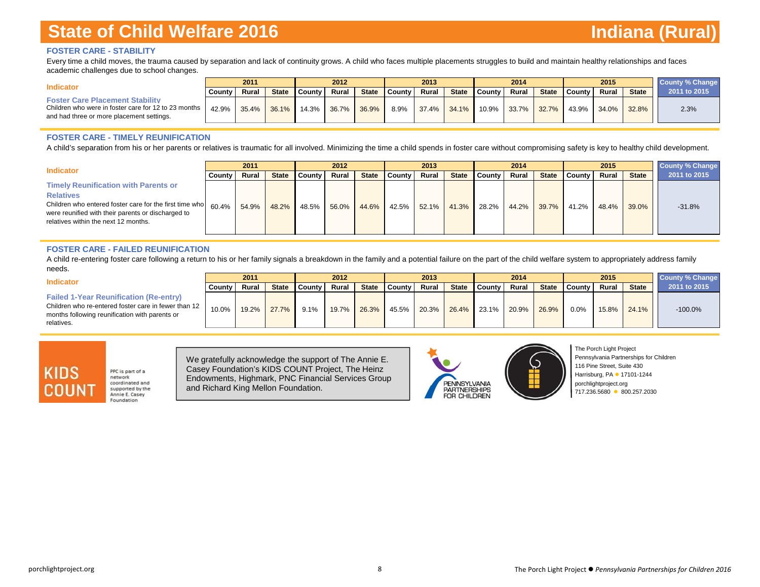# State of Child Welfare 2016

# Indiana (Rural)

## FOSTER CARE - STABILITY

Every time a child moves, the trauma caused by separation and lack of continuity grows. A child who faces multiple placements struggles to build and maintain healthy relationships and faces academic challenges due to school changes.

| Indicator | 2011 | | | 2012 | | | 2013 | | | 2014 | | | 2015 | | | County % Change |
|---|---|---|---|---|---|---|---|---|---|---|---|---|---|---|---|---|
| | County | Rural | State | County | Rural | State | County | Rural | State | County | Rural | State | County | Rural | State | 2011 to 2015 |
| **Foster Care Placement Stability** Children who were in foster care for 12 to 23 months and had three or more placement settings. | 42.9% | 35.4% | 36.1% | 14.3% | 36.7% | 36.9% | 8.9% | 37.4% | 34.1% | 10.9% | 33.7% | 32.7% | 43.9% | 34.0% | 32.8% | 2.3% |

## FOSTER CARE - TIMELY REUNIFICATION

A child's separation from his or her parents or relatives is traumatic for all involved. Minimizing the time a child spends in foster care without compromising safety is key to healthy child development.

| Indicator | 2011 | | | 2012 | | | 2013 | | | 2014 | | | 2015 | | | County % Change |
|---|---|---|---|---|---|---|---|---|---|---|---|---|---|---|---|---|
| | County | Rural | State | County | Rural | State | County | Rural | State | County | Rural | State | County | Rural | State | 2011 to 2015 |
| **Timely Reunification with Parents or Relatives** Children who entered foster care for the first time who were reunified with their parents or discharged to relatives within the next 12 months. | 60.4% | 54.9% | 48.2% | 48.5% | 56.0% | 44.6% | 42.5% | 52.1% | 41.3% | 28.2% | 44.2% | 39.7% | 41.2% | 48.4% | 39.0% | -31.8% |

## FOSTER CARE - FAILED REUNIFICATION

A child re-entering foster care following a return to his or her family signals a breakdown in the family and a potential failure on the part of the child welfare system to appropriately address family needs.

| Indicator | 2011 | | | 2012 | | | 2013 | | | 2014 | | | 2015 | | | County % Change |
|---|---|---|---|---|---|---|---|---|---|---|---|---|---|---|---|---|
| | County | Rural | State | County | Rural | State | County | Rural | State | County | Rural | State | County | Rural | State | 2011 to 2015 |
| **Failed 1-Year Reunification (Re-entry)** Children who re-entered foster care in fewer than 12 months following reunification with parents or relatives. | 10.0% | 19.2% | 27.7% | 9.1% | 19.7% | 26.3% | 45.5% | 20.3% | 26.4% | 23.1% | 20.9% | 26.9% | 0.0% | 15.8% | 24.1% | -100.0% |

KIDS COUNT

PPC is part of a network coordinated and supported by the Annie E. Casey Foundation

We gratefully acknowledge the support of The Annie E. Casey Foundation's KIDS COUNT Project, The Heinz Endowments, Highmark, PNC Financial Services Group and Richard King Mellon Foundation.

PENNSYLVANIA PARTNERSHIPS FOR CHILDREN

The Porch Light Project
Pennsylvania Partnerships for Children
116 Pine Street, Suite 430
Harrisburg, PA ● 17101-1244
porchlightproject.org
717.236.5680 ● 800.257.2030